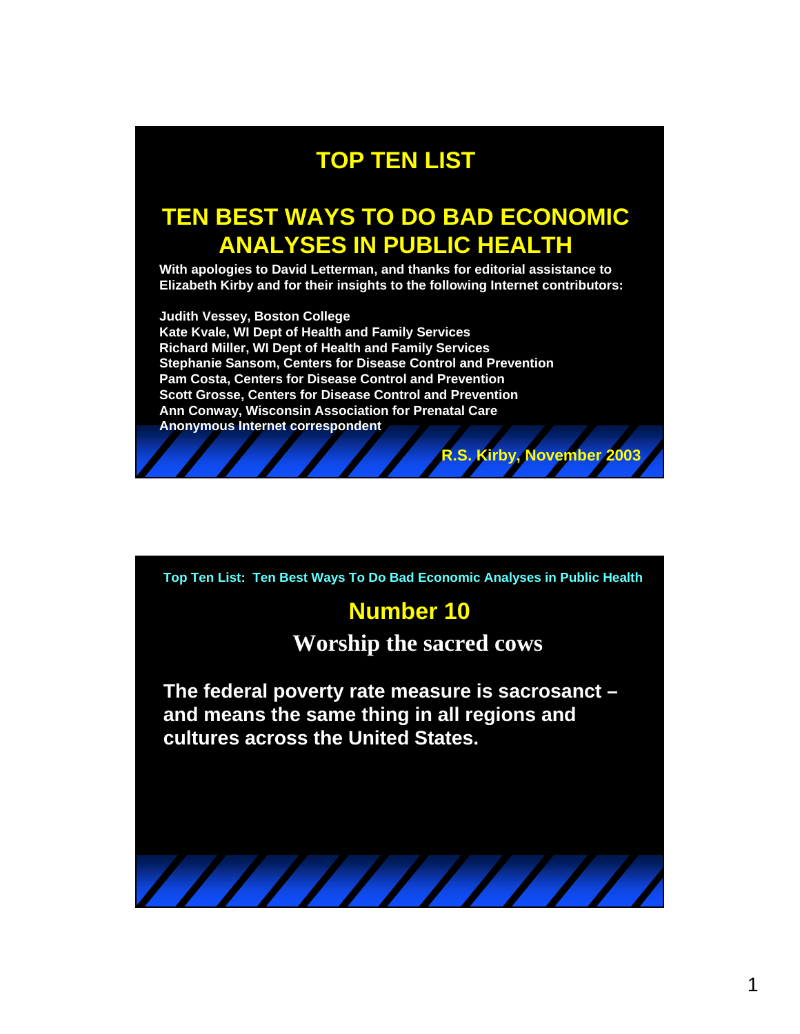# TOP TEN LIST

## TEN BEST WAYS TO DO BAD ECONOMIC ANALYSES IN PUBLIC HEALTH

**With apologies to David Letterman, and thanks for editorial assistance to Elizabeth Kirby and for their insights to the following Internet contributors:**

**Judith Vessey, Boston College**
**Kate Kvale, WI Dept of Health and Family Services**
**Richard Miller, WI Dept of Health and Family Services**
**Stephanie Sansom, Centers for Disease Control and Prevention**
**Pam Costa, Centers for Disease Control and Prevention**
**Scott Grosse, Centers for Disease Control and Prevention**
**Ann Conway, Wisconsin Association for Prenatal Care**
**Anonymous Internet correspondent**

**R.S. Kirby, November 2003**

---

**Top Ten List: Ten Best Ways To Do Bad Economic Analyses in Public Health**

## Number 10

### Worship the sacred cows

**The federal poverty rate measure is sacrosanct – and means the same thing in all regions and cultures across the United States.**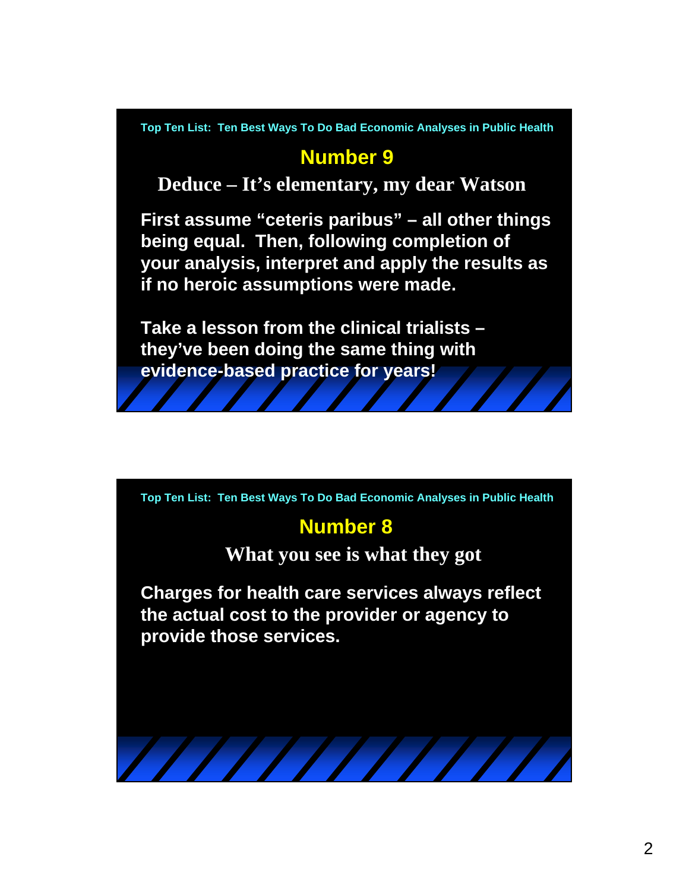Top Ten List: Ten Best Ways To Do Bad Economic Analyses in Public Health

## Number 9

### Deduce – It's elementary, my dear Watson

**First assume "ceteris paribus" – all other things being equal. Then, following completion of your analysis, interpret and apply the results as if no heroic assumptions were made.**

**Take a lesson from the clinical trialists – they've been doing the same thing with evidence-based practice for years!**

Top Ten List: Ten Best Ways To Do Bad Economic Analyses in Public Health

## Number 8

### What you see is what they got

**Charges for health care services always reflect the actual cost to the provider or agency to provide those services.**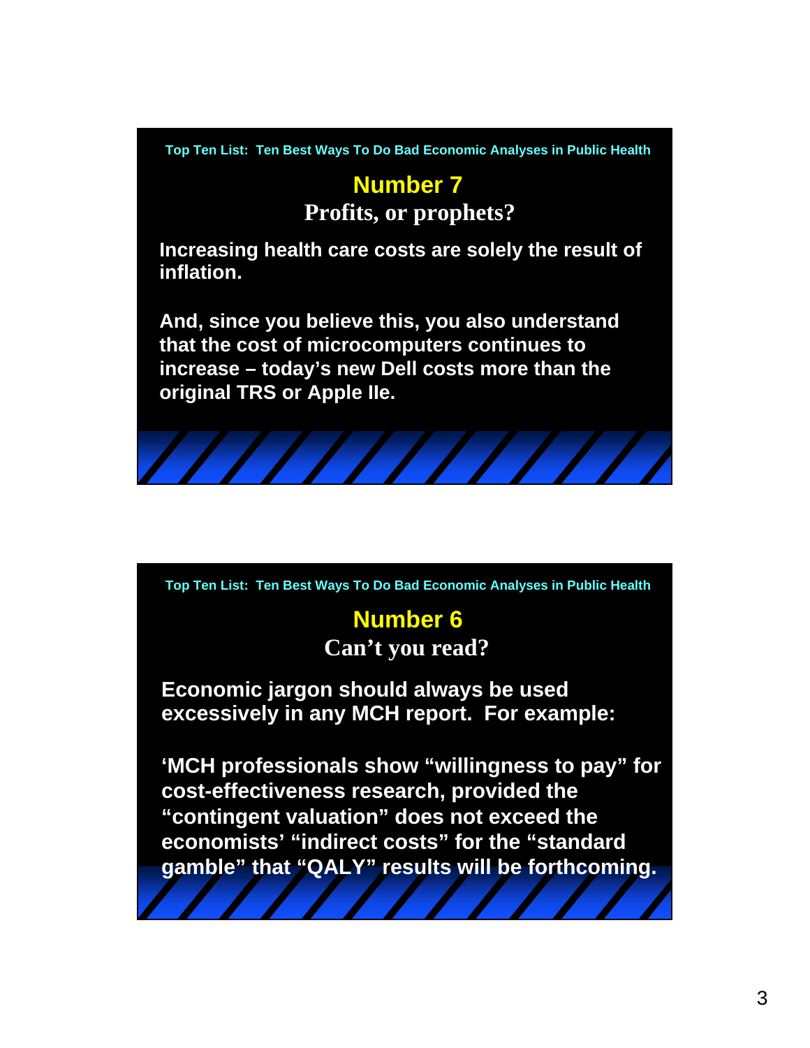Top Ten List: Ten Best Ways To Do Bad Economic Analyses in Public Health

## Number 7

### Profits, or prophets?

Increasing health care costs are solely the result of inflation.

And, since you believe this, you also understand that the cost of microcomputers continues to increase – today's new Dell costs more than the original TRS or Apple IIe.

Top Ten List: Ten Best Ways To Do Bad Economic Analyses in Public Health

## Number 6

### Can't you read?

Economic jargon should always be used excessively in any MCH report. For example:

'MCH professionals show "willingness to pay" for cost-effectiveness research, provided the "contingent valuation" does not exceed the economists' "indirect costs" for the "standard gamble" that "QALY" results will be forthcoming.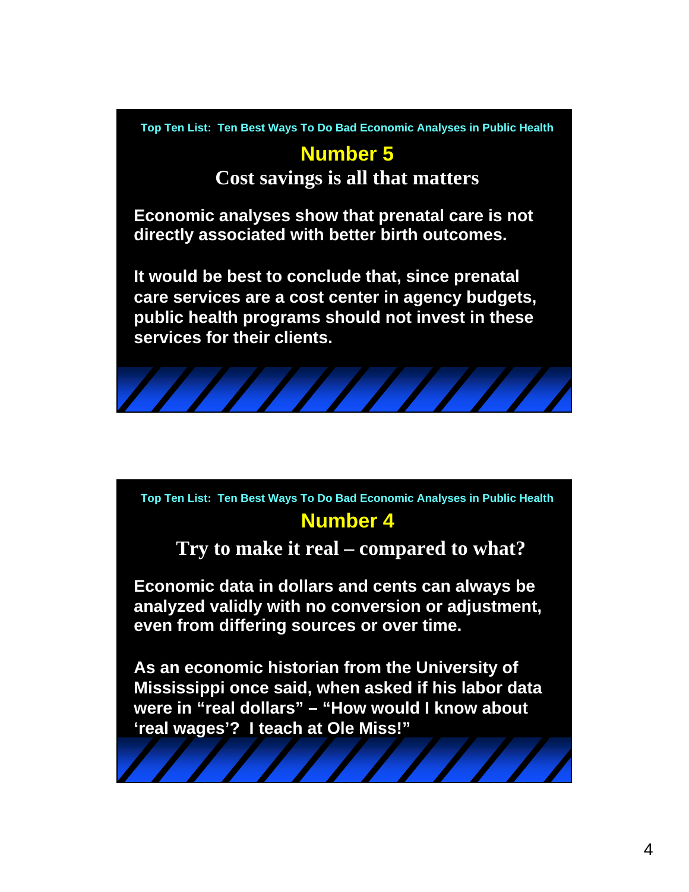Top Ten List: Ten Best Ways To Do Bad Economic Analyses in Public Health

## Number 5

### Cost savings is all that matters

**Economic analyses show that prenatal care is not directly associated with better birth outcomes.**

**It would be best to conclude that, since prenatal care services are a cost center in agency budgets, public health programs should not invest in these services for their clients.**

Top Ten List: Ten Best Ways To Do Bad Economic Analyses in Public Health

## Number 4

### Try to make it real – compared to what?

**Economic data in dollars and cents can always be analyzed validly with no conversion or adjustment, even from differing sources or over time.**

**As an economic historian from the University of Mississippi once said, when asked if his labor data were in "real dollars" – "How would I know about 'real wages'? I teach at Ole Miss!"**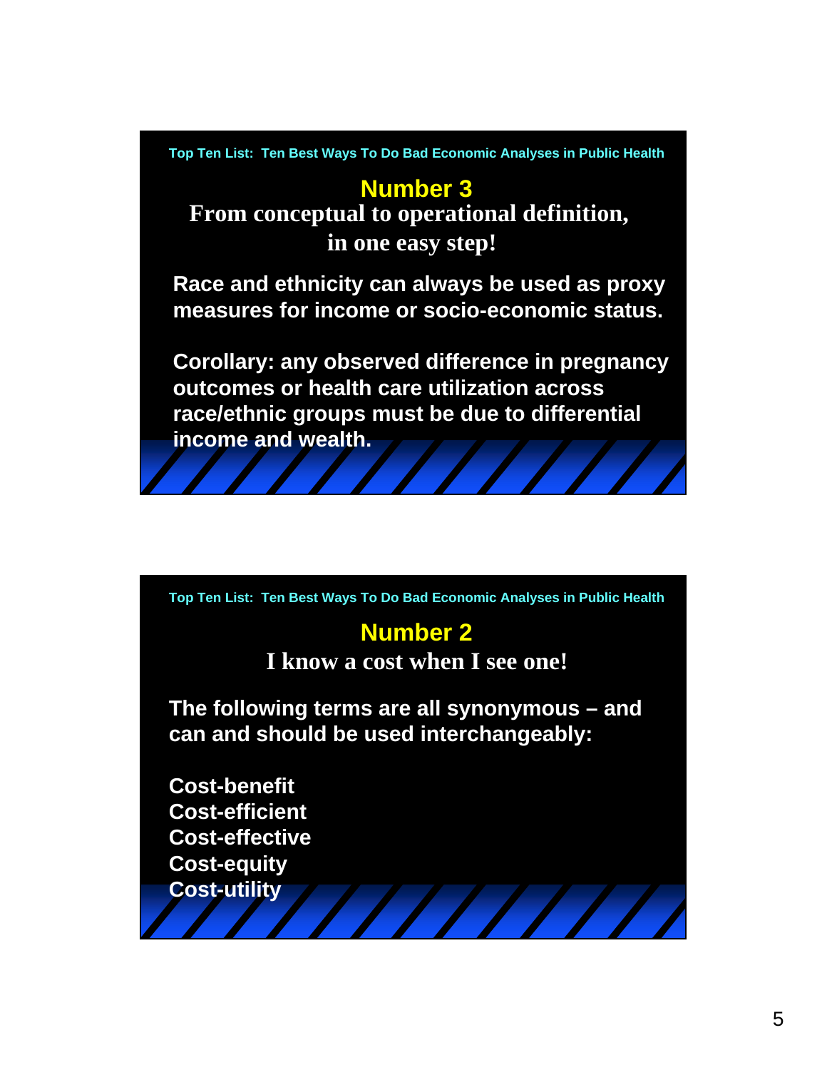Top Ten List: Ten Best Ways To Do Bad Economic Analyses in Public Health

## Number 3

**From conceptual to operational definition, in one easy step!**

**Race and ethnicity can always be used as proxy measures for income or socio-economic status.**

**Corollary: any observed difference in pregnancy outcomes or health care utilization across race/ethnic groups must be due to differential income and wealth.**

Top Ten List: Ten Best Ways To Do Bad Economic Analyses in Public Health

## Number 2

**I know a cost when I see one!**

**The following terms are all synonymous – and can and should be used interchangeably:**

**Cost-benefit**
**Cost-efficient**
**Cost-effective**
**Cost-equity**
**Cost-utility**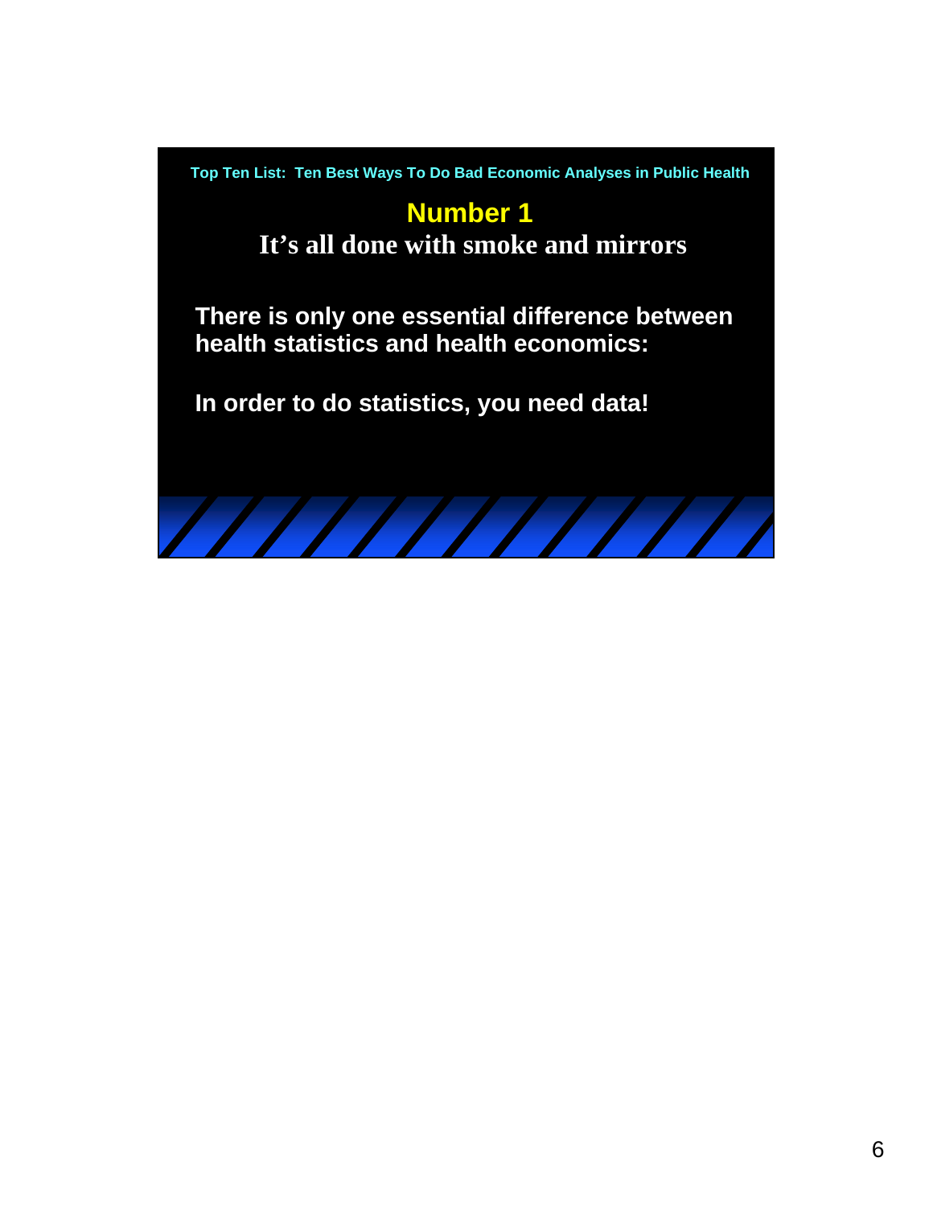Top Ten List: Ten Best Ways To Do Bad Economic Analyses in Public Health

## Number 1

### It's all done with smoke and mirrors

**There is only one essential difference between health statistics and health economics:**

**In order to do statistics, you need data!**